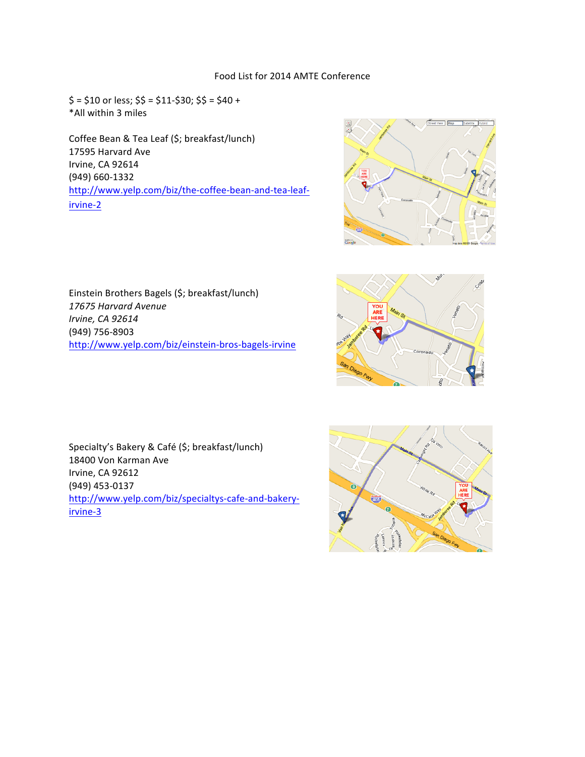Food List for 2014 AMTE Conference

$ = $10 or less; $$ = $11-$30; $$ = $40 +
*All within 3 miles

Coffee Bean & Tea Leaf ($; breakfast/lunch)
17595 Harvard Ave
Irvine, CA 92614
(949) 660-1332
[http://www.yelp.com/biz/the-coffee-bean-and-tea-leaf-irvine-2](http://www.yelp.com/biz/the-coffee-bean-and-tea-leaf-irvine-2)

Einstein Brothers Bagels ($; breakfast/lunch)
*17675 Harvard Avenue*
*Irvine, CA 92614*
(949) 756-8903
[http://www.yelp.com/biz/einstein-bros-bagels-irvine](http://www.yelp.com/biz/einstein-bros-bagels-irvine)

Specialty's Bakery & Café ($; breakfast/lunch)
18400 Von Karman Ave
Irvine, CA 92612
(949) 453-0137
[http://www.yelp.com/biz/specialtys-cafe-and-bakery-irvine-3](http://www.yelp.com/biz/specialtys-cafe-and-bakery-irvine-3)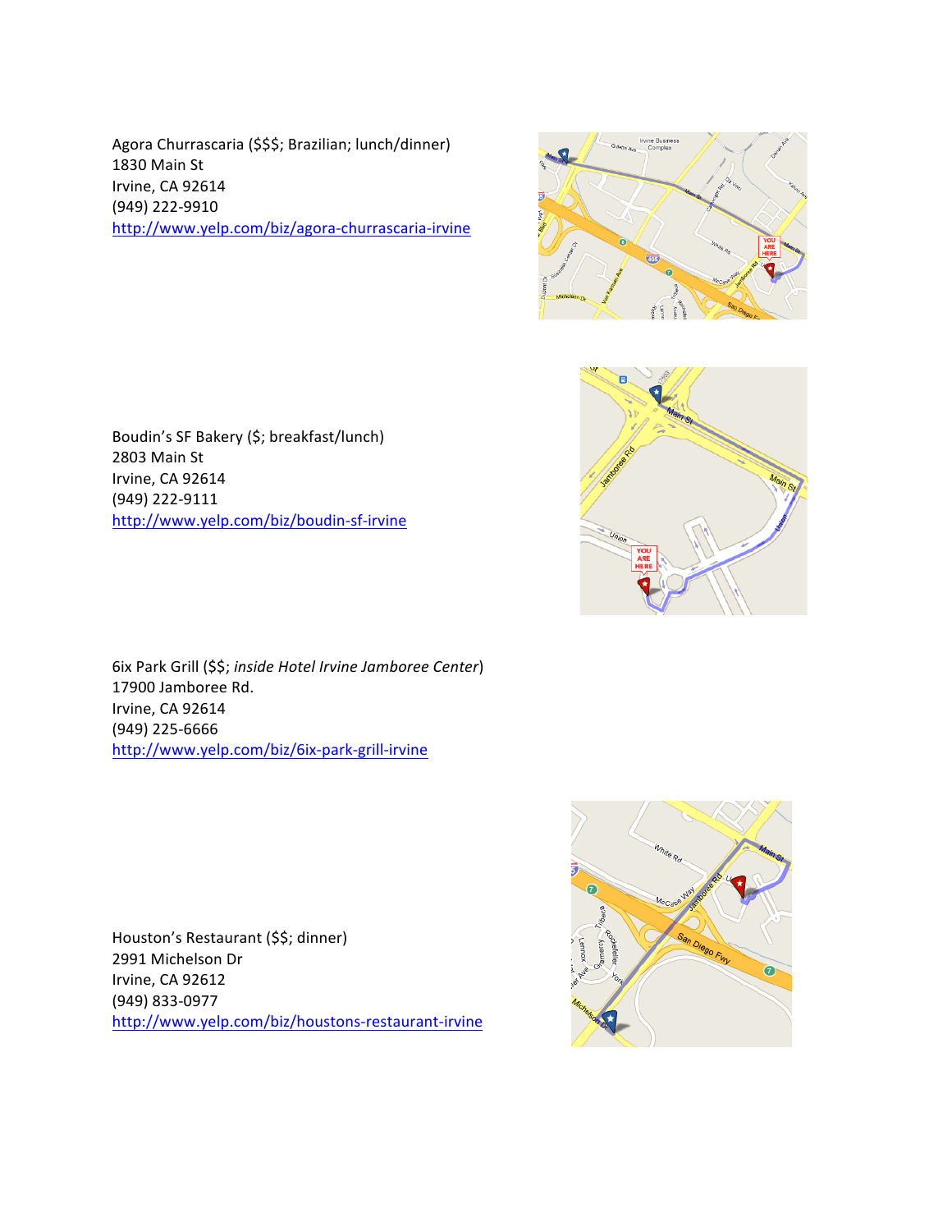Agora Churrascaria ($$$; Brazilian; lunch/dinner)
1830 Main St
Irvine, CA 92614
(949) 222-9910
http://www.yelp.com/biz/agora-churrascaria-irvine

Boudin's SF Bakery ($; breakfast/lunch)
2803 Main St
Irvine, CA 92614
(949) 222-9111
http://www.yelp.com/biz/boudin-sf-irvine

6ix Park Grill ($$; *inside Hotel Irvine Jamboree Center*)
17900 Jamboree Rd.
Irvine, CA 92614
(949) 225-6666
http://www.yelp.com/biz/6ix-park-grill-irvine

Houston's Restaurant ($$; dinner)
2991 Michelson Dr
Irvine, CA 92612
(949) 833-0977
http://www.yelp.com/biz/houstons-restaurant-irvine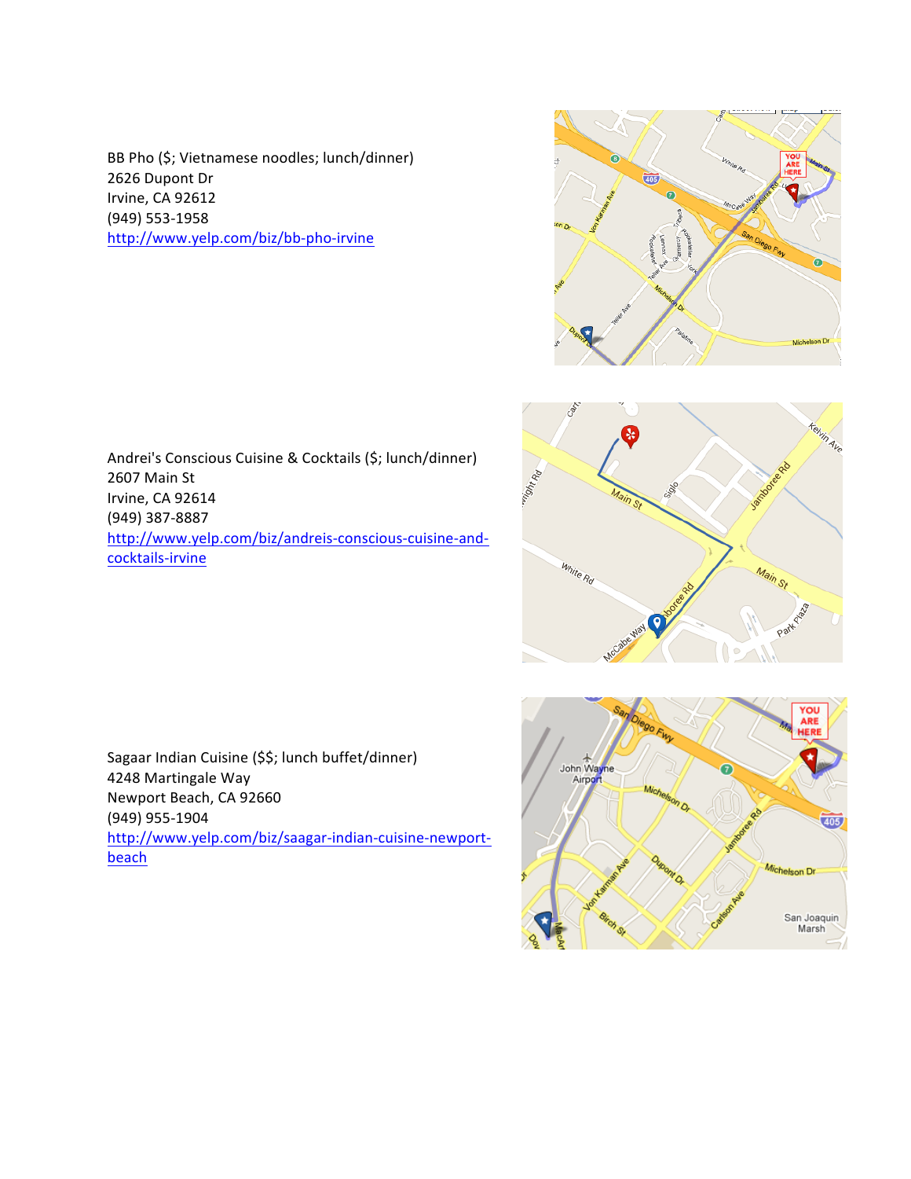BB Pho ($; Vietnamese noodles; lunch/dinner)
2626 Dupont Dr
Irvine, CA 92612
(949) 553-1958
http://www.yelp.com/biz/bb-pho-irvine

Andrei's Conscious Cuisine & Cocktails ($; lunch/dinner)
2607 Main St
Irvine, CA 92614
(949) 387-8887
http://www.yelp.com/biz/andreis-conscious-cuisine-and-cocktails-irvine

Sagaar Indian Cuisine ($$; lunch buffet/dinner)
4248 Martingale Way
Newport Beach, CA 92660
(949) 955-1904
http://www.yelp.com/biz/saagar-indian-cuisine-newport-beach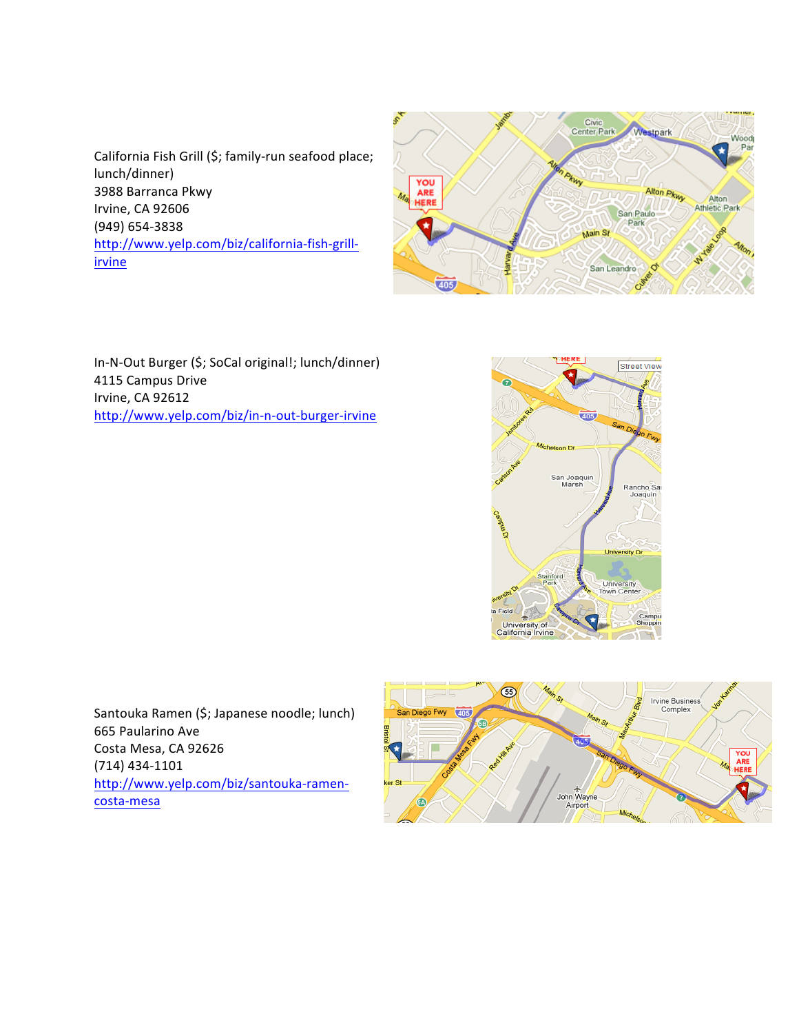California Fish Grill ($; family-run seafood place; lunch/dinner)
3988 Barranca Pkwy
Irvine, CA 92606
(949) 654-3838
http://www.yelp.com/biz/california-fish-grill-irvine

In-N-Out Burger ($; SoCal original!; lunch/dinner)
4115 Campus Drive
Irvine, CA 92612
http://www.yelp.com/biz/in-n-out-burger-irvine

Santouka Ramen ($; Japanese noodle; lunch)
665 Paularino Ave
Costa Mesa, CA 92626
(714) 434-1101
http://www.yelp.com/biz/santouka-ramen-costa-mesa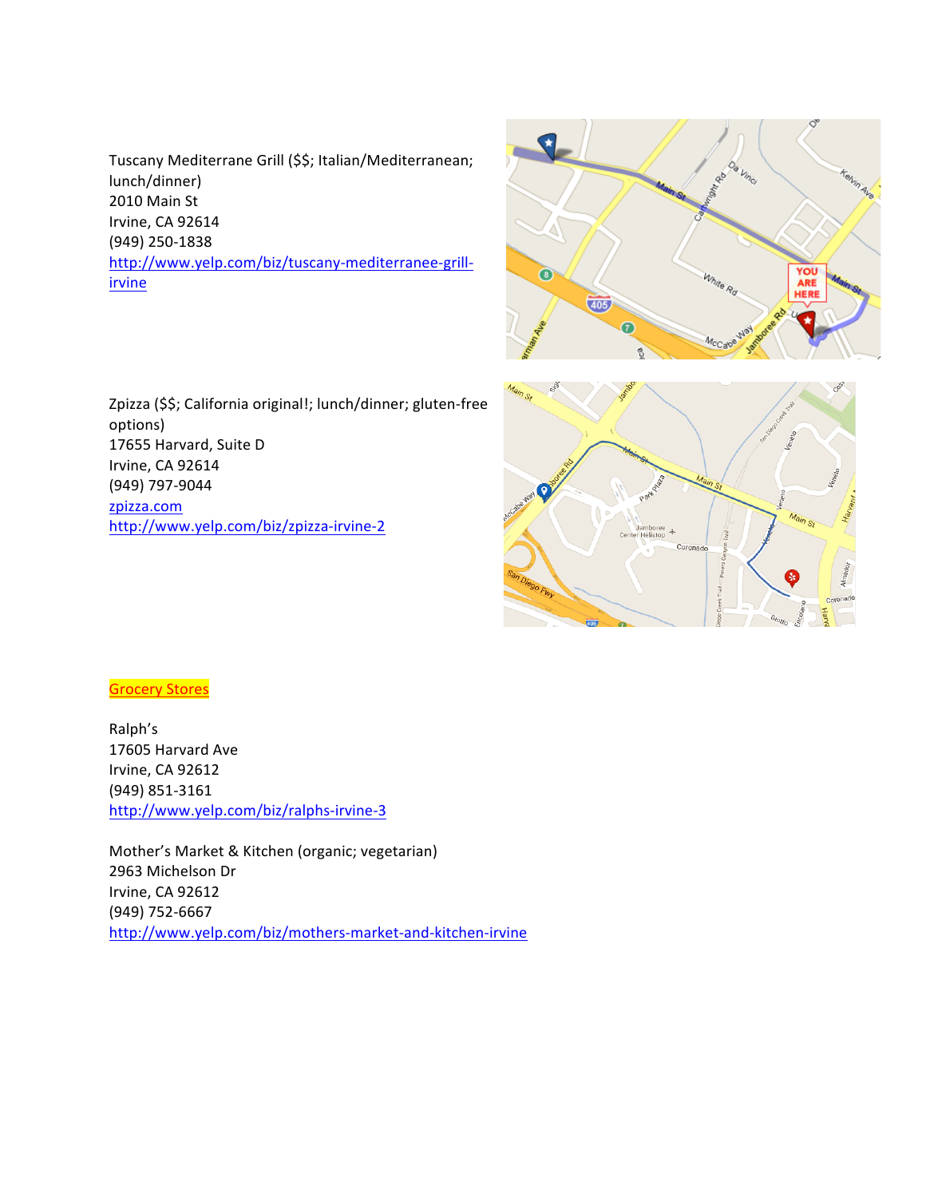Tuscany Mediterrane Grill ($$; Italian/Mediterranean; lunch/dinner)
2010 Main St
Irvine, CA 92614
(949) 250-1838
http://www.yelp.com/biz/tuscany-mediterranee-grill-irvine

Zpizza ($$; California original!; lunch/dinner; gluten-free options)
17655 Harvard, Suite D
Irvine, CA 92614
(949) 797-9044
zpizza.com
http://www.yelp.com/biz/zpizza-irvine-2

## Grocery Stores

Ralph's
17605 Harvard Ave
Irvine, CA 92612
(949) 851-3161
http://www.yelp.com/biz/ralphs-irvine-3

Mother's Market & Kitchen (organic; vegetarian)
2963 Michelson Dr
Irvine, CA 92612
(949) 752-6667
http://www.yelp.com/biz/mothers-market-and-kitchen-irvine